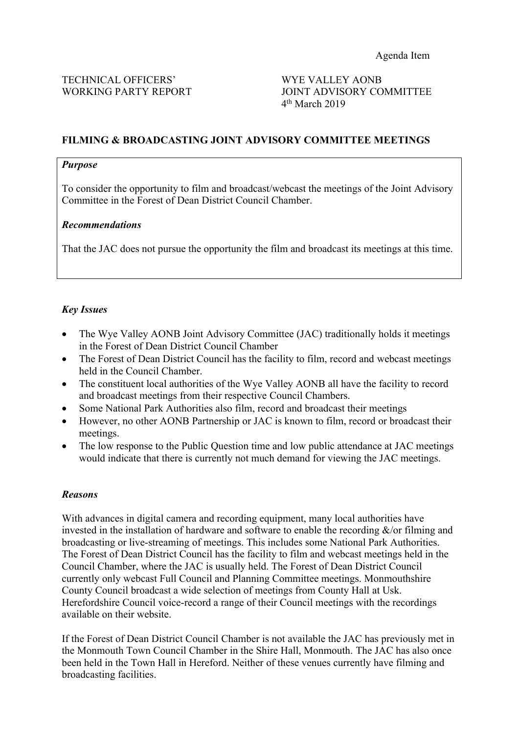Agenda Item

TECHNICAL OFFICERS' WORKING PARTY REPORT

WYE VALLEY AONB JOINT ADVISORY COMMITTEE
4th March 2019

## FILMING & BROADCASTING JOINT ADVISORY COMMITTEE MEETINGS

***Purpose***

To consider the opportunity to film and broadcast/webcast the meetings of the Joint Advisory Committee in the Forest of Dean District Council Chamber.

***Recommendations***

That the JAC does not pursue the opportunity the film and broadcast its meetings at this time.

### *Key Issues*

- The Wye Valley AONB Joint Advisory Committee (JAC) traditionally holds it meetings in the Forest of Dean District Council Chamber
- The Forest of Dean District Council has the facility to film, record and webcast meetings held in the Council Chamber.
- The constituent local authorities of the Wye Valley AONB all have the facility to record and broadcast meetings from their respective Council Chambers.
- Some National Park Authorities also film, record and broadcast their meetings
- However, no other AONB Partnership or JAC is known to film, record or broadcast their meetings.
- The low response to the Public Question time and low public attendance at JAC meetings would indicate that there is currently not much demand for viewing the JAC meetings.

### *Reasons*

With advances in digital camera and recording equipment, many local authorities have invested in the installation of hardware and software to enable the recording &/or filming and broadcasting or live-streaming of meetings. This includes some National Park Authorities. The Forest of Dean District Council has the facility to film and webcast meetings held in the Council Chamber, where the JAC is usually held. The Forest of Dean District Council currently only webcast Full Council and Planning Committee meetings. Monmouthshire County Council broadcast a wide selection of meetings from County Hall at Usk. Herefordshire Council voice-record a range of their Council meetings with the recordings available on their website.

If the Forest of Dean District Council Chamber is not available the JAC has previously met in the Monmouth Town Council Chamber in the Shire Hall, Monmouth. The JAC has also once been held in the Town Hall in Hereford. Neither of these venues currently have filming and broadcasting facilities.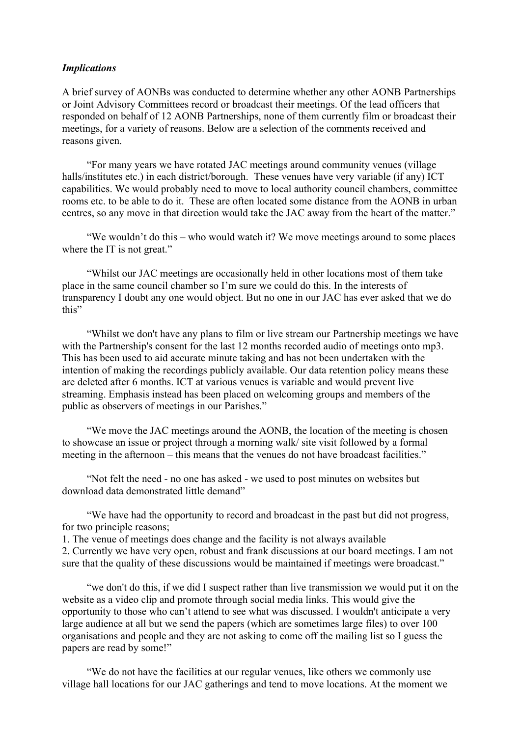*Implications*

A brief survey of AONBs was conducted to determine whether any other AONB Partnerships or Joint Advisory Committees record or broadcast their meetings. Of the lead officers that responded on behalf of 12 AONB Partnerships, none of them currently film or broadcast their meetings, for a variety of reasons. Below are a selection of the comments received and reasons given.

"For many years we have rotated JAC meetings around community venues (village halls/institutes etc.) in each district/borough. These venues have very variable (if any) ICT capabilities. We would probably need to move to local authority council chambers, committee rooms etc. to be able to do it. These are often located some distance from the AONB in urban centres, so any move in that direction would take the JAC away from the heart of the matter."

"We wouldn't do this – who would watch it? We move meetings around to some places where the IT is not great."

"Whilst our JAC meetings are occasionally held in other locations most of them take place in the same council chamber so I'm sure we could do this. In the interests of transparency I doubt any one would object. But no one in our JAC has ever asked that we do this"

"Whilst we don't have any plans to film or live stream our Partnership meetings we have with the Partnership's consent for the last 12 months recorded audio of meetings onto mp3. This has been used to aid accurate minute taking and has not been undertaken with the intention of making the recordings publicly available. Our data retention policy means these are deleted after 6 months. ICT at various venues is variable and would prevent live streaming. Emphasis instead has been placed on welcoming groups and members of the public as observers of meetings in our Parishes."

"We move the JAC meetings around the AONB, the location of the meeting is chosen to showcase an issue or project through a morning walk/ site visit followed by a formal meeting in the afternoon – this means that the venues do not have broadcast facilities."

"Not felt the need - no one has asked - we used to post minutes on websites but download data demonstrated little demand"

"We have had the opportunity to record and broadcast in the past but did not progress, for two principle reasons;

1. The venue of meetings does change and the facility is not always available
2. Currently we have very open, robust and frank discussions at our board meetings. I am not sure that the quality of these discussions would be maintained if meetings were broadcast."

"we don't do this, if we did I suspect rather than live transmission we would put it on the website as a video clip and promote through social media links. This would give the opportunity to those who can't attend to see what was discussed. I wouldn't anticipate a very large audience at all but we send the papers (which are sometimes large files) to over 100 organisations and people and they are not asking to come off the mailing list so I guess the papers are read by some!"

"We do not have the facilities at our regular venues, like others we commonly use village hall locations for our JAC gatherings and tend to move locations. At the moment we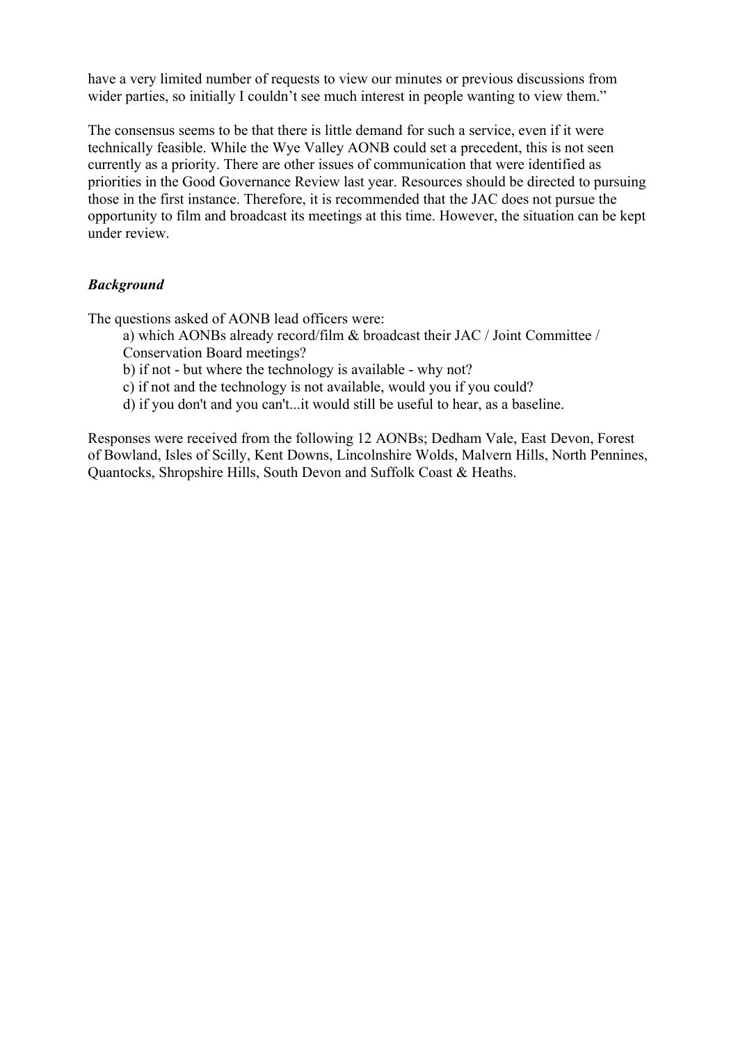have a very limited number of requests to view our minutes or previous discussions from wider parties, so initially I couldn't see much interest in people wanting to view them."

The consensus seems to be that there is little demand for such a service, even if it were technically feasible. While the Wye Valley AONB could set a precedent, this is not seen currently as a priority. There are other issues of communication that were identified as priorities in the Good Governance Review last year. Resources should be directed to pursuing those in the first instance. Therefore, it is recommended that the JAC does not pursue the opportunity to film and broadcast its meetings at this time. However, the situation can be kept under review.

### *Background*

The questions asked of AONB lead officers were:

a) which AONBs already record/film & broadcast their JAC / Joint Committee / Conservation Board meetings?
b) if not - but where the technology is available - why not?
c) if not and the technology is not available, would you if you could?
d) if you don't and you can't...it would still be useful to hear, as a baseline.

Responses were received from the following 12 AONBs; Dedham Vale, East Devon, Forest of Bowland, Isles of Scilly, Kent Downs, Lincolnshire Wolds, Malvern Hills, North Pennines, Quantocks, Shropshire Hills, South Devon and Suffolk Coast & Heaths.